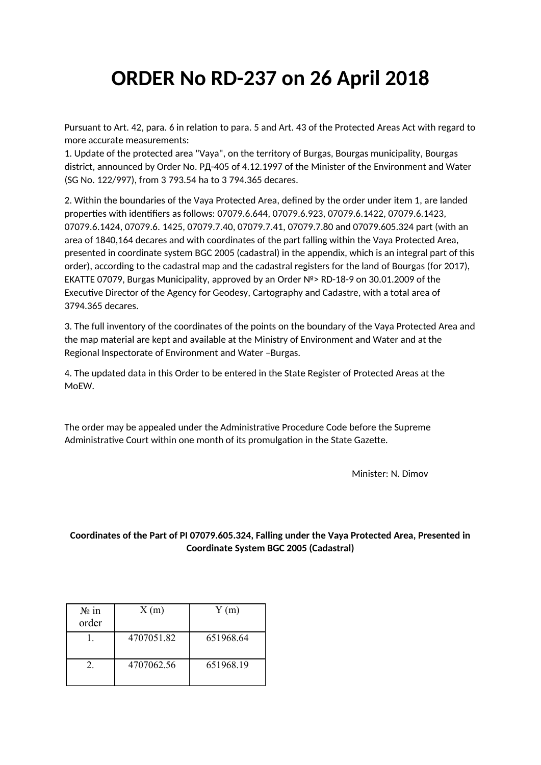# ORDER No RD-237 on 26 April 2018

Pursuant to Art. 42, para. 6 in relation to para. 5 and Art. 43 of the Protected Areas Act with regard to more accurate measurements:
1. Update of the protected area "Vaya", on the territory of Burgas, Bourgas municipality, Bourgas district, announced by Order No. РД-405 of 4.12.1997 of the Minister of the Environment and Water (SG No. 122/997), from 3 793.54 ha to 3 794.365 decares.

2. Within the boundaries of the Vaya Protected Area, defined by the order under item 1, are landed properties with identifiers as follows: 07079.6.644, 07079.6.923, 07079.6.1422, 07079.6.1423, 07079.6.1424, 07079.6. 1425, 07079.7.40, 07079.7.41, 07079.7.80 and 07079.605.324 part (with an area of 1840,164 decares and with coordinates of the part falling within the Vaya Protected Area, presented in coordinate system BGC 2005 (cadastral) in the appendix, which is an integral part of this order), according to the cadastral map and the cadastral registers for the land of Bourgas (for 2017), EKATTE 07079, Burgas Municipality, approved by an Order №> RD-18-9 on 30.01.2009 of the Executive Director of the Agency for Geodesy, Cartography and Cadastre, with a total area of 3794.365 decares.

3. The full inventory of the coordinates of the points on the boundary of the Vaya Protected Area and the map material are kept and available at the Ministry of Environment and Water and at the Regional Inspectorate of Environment and Water –Burgas.

4. The updated data in this Order to be entered in the State Register of Protected Areas at the MoEW.

The order may be appealed under the Administrative Procedure Code before the Supreme Administrative Court within one month of its promulgation in the State Gazette.

Minister: N. Dimov

**Coordinates of the Part of PI 07079.605.324, Falling under the Vaya Protected Area, Presented in Coordinate System BGC 2005 (Cadastral)**

| № in order | X (m) | Y (m) |
|---|---|---|
| 1. | 4707051.82 | 651968.64 |
| 2. | 4707062.56 | 651968.19 |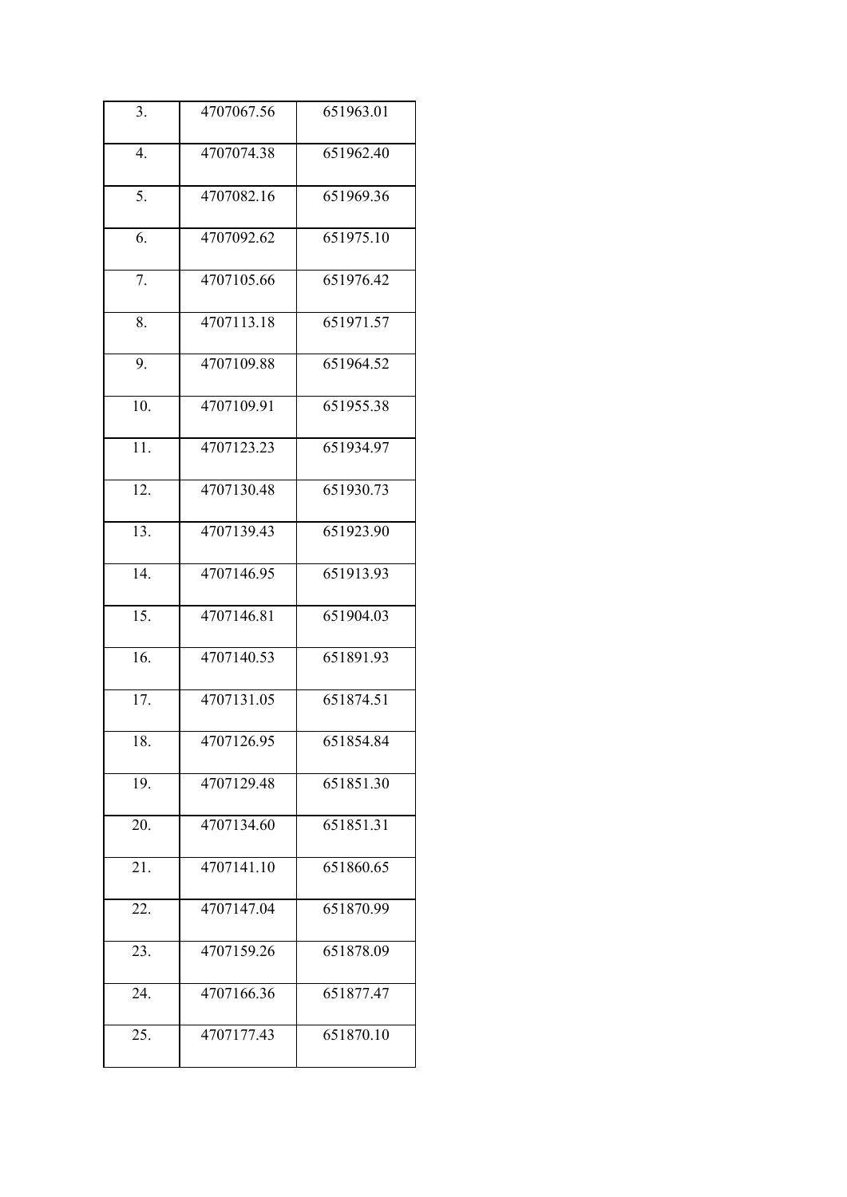| 3. | 4707067.56 | 651963.01 |
|---|---|---|
| 4. | 4707074.38 | 651962.40 |
| 5. | 4707082.16 | 651969.36 |
| 6. | 4707092.62 | 651975.10 |
| 7. | 4707105.66 | 651976.42 |
| 8. | 4707113.18 | 651971.57 |
| 9. | 4707109.88 | 651964.52 |
| 10. | 4707109.91 | 651955.38 |
| 11. | 4707123.23 | 651934.97 |
| 12. | 4707130.48 | 651930.73 |
| 13. | 4707139.43 | 651923.90 |
| 14. | 4707146.95 | 651913.93 |
| 15. | 4707146.81 | 651904.03 |
| 16. | 4707140.53 | 651891.93 |
| 17. | 4707131.05 | 651874.51 |
| 18. | 4707126.95 | 651854.84 |
| 19. | 4707129.48 | 651851.30 |
| 20. | 4707134.60 | 651851.31 |
| 21. | 4707141.10 | 651860.65 |
| 22. | 4707147.04 | 651870.99 |
| 23. | 4707159.26 | 651878.09 |
| 24. | 4707166.36 | 651877.47 |
| 25. | 4707177.43 | 651870.10 |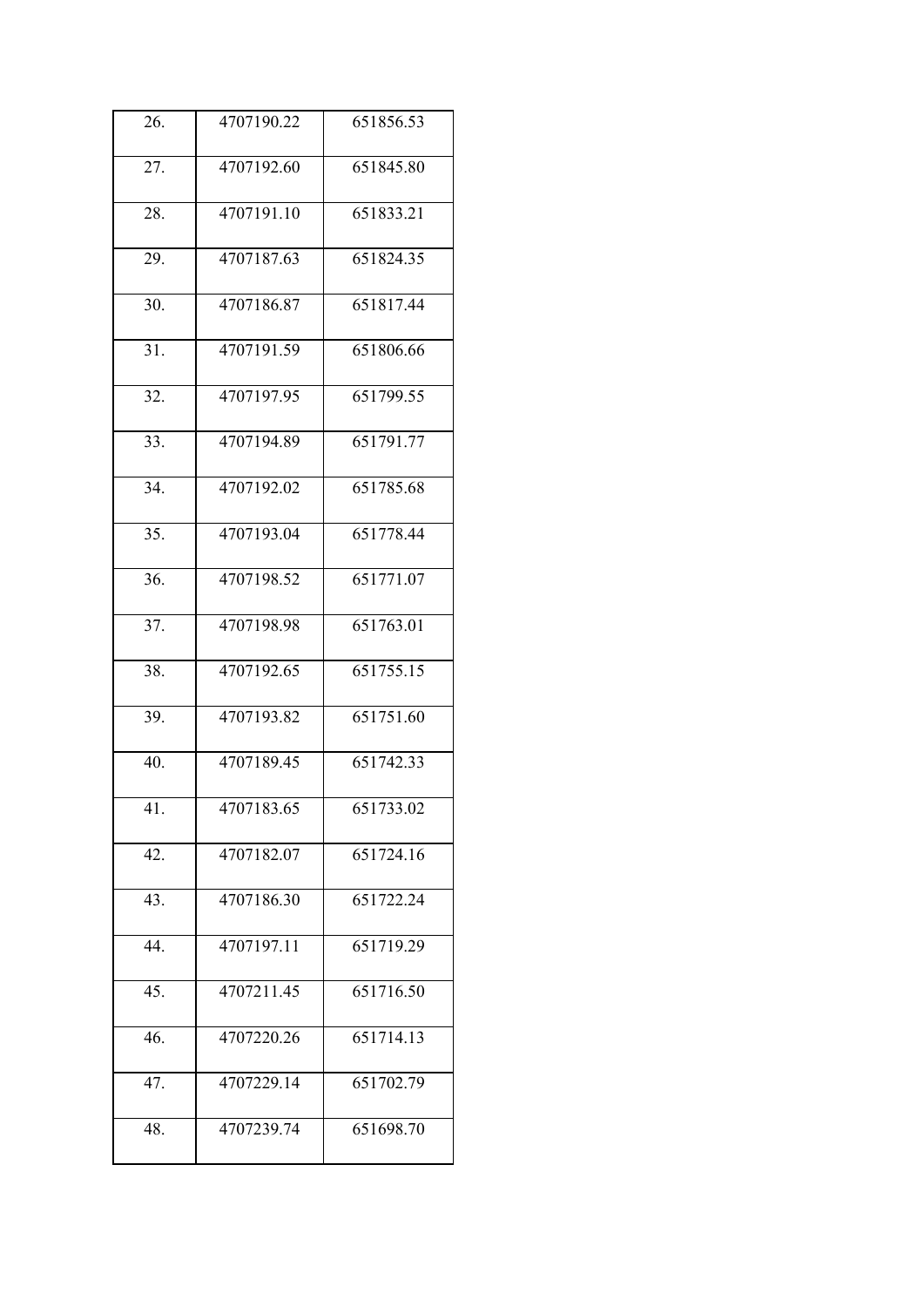| 26. | 4707190.22 | 651856.53 |
|---|---|---|
| 27. | 4707192.60 | 651845.80 |
| 28. | 4707191.10 | 651833.21 |
| 29. | 4707187.63 | 651824.35 |
| 30. | 4707186.87 | 651817.44 |
| 31. | 4707191.59 | 651806.66 |
| 32. | 4707197.95 | 651799.55 |
| 33. | 4707194.89 | 651791.77 |
| 34. | 4707192.02 | 651785.68 |
| 35. | 4707193.04 | 651778.44 |
| 36. | 4707198.52 | 651771.07 |
| 37. | 4707198.98 | 651763.01 |
| 38. | 4707192.65 | 651755.15 |
| 39. | 4707193.82 | 651751.60 |
| 40. | 4707189.45 | 651742.33 |
| 41. | 4707183.65 | 651733.02 |
| 42. | 4707182.07 | 651724.16 |
| 43. | 4707186.30 | 651722.24 |
| 44. | 4707197.11 | 651719.29 |
| 45. | 4707211.45 | 651716.50 |
| 46. | 4707220.26 | 651714.13 |
| 47. | 4707229.14 | 651702.79 |
| 48. | 4707239.74 | 651698.70 |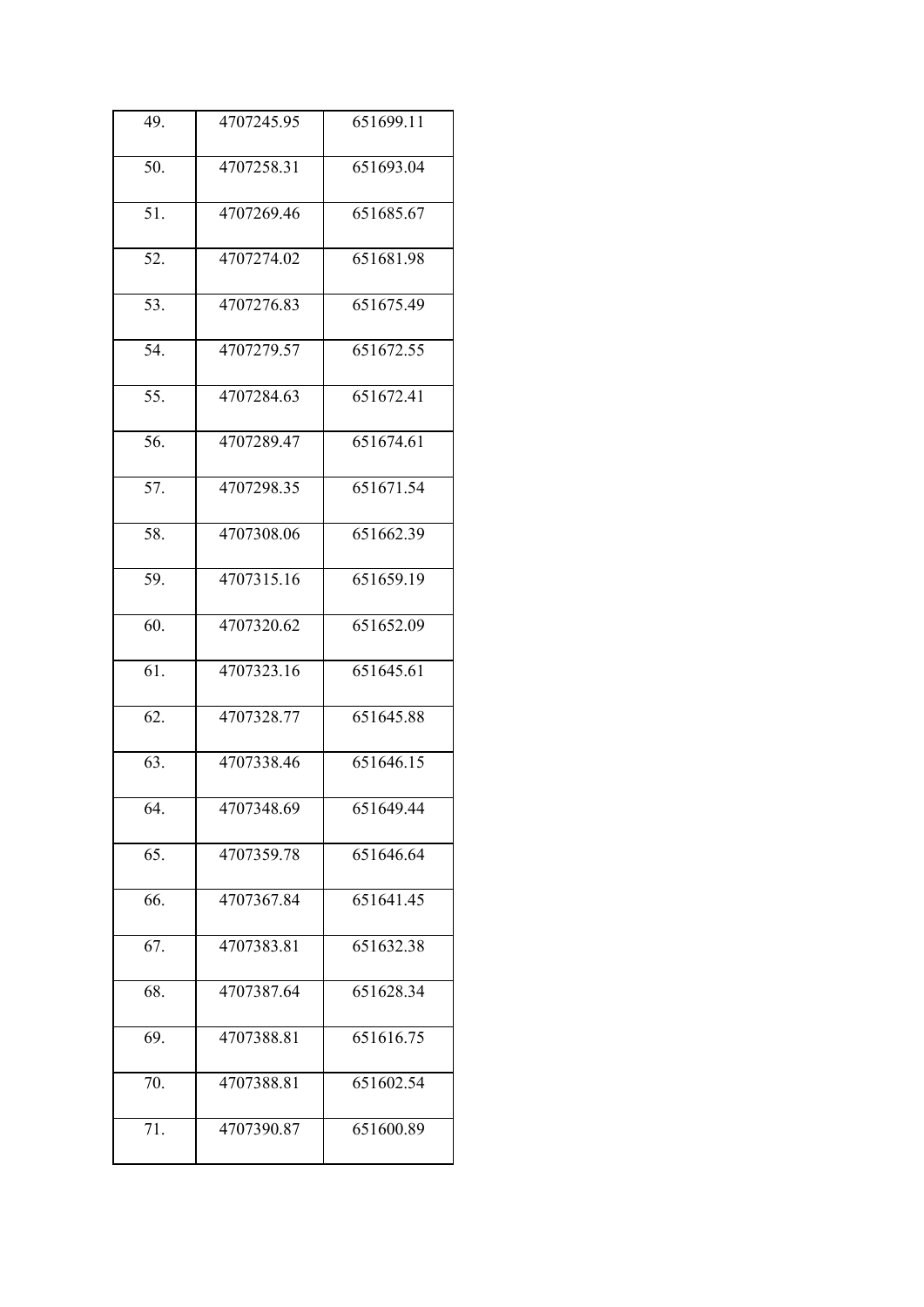| 49. | 4707245.95 | 651699.11 |
| --- | --- | --- |
| 50. | 4707258.31 | 651693.04 |
| 51. | 4707269.46 | 651685.67 |
| 52. | 4707274.02 | 651681.98 |
| 53. | 4707276.83 | 651675.49 |
| 54. | 4707279.57 | 651672.55 |
| 55. | 4707284.63 | 651672.41 |
| 56. | 4707289.47 | 651674.61 |
| 57. | 4707298.35 | 651671.54 |
| 58. | 4707308.06 | 651662.39 |
| 59. | 4707315.16 | 651659.19 |
| 60. | 4707320.62 | 651652.09 |
| 61. | 4707323.16 | 651645.61 |
| 62. | 4707328.77 | 651645.88 |
| 63. | 4707338.46 | 651646.15 |
| 64. | 4707348.69 | 651649.44 |
| 65. | 4707359.78 | 651646.64 |
| 66. | 4707367.84 | 651641.45 |
| 67. | 4707383.81 | 651632.38 |
| 68. | 4707387.64 | 651628.34 |
| 69. | 4707388.81 | 651616.75 |
| 70. | 4707388.81 | 651602.54 |
| 71. | 4707390.87 | 651600.89 |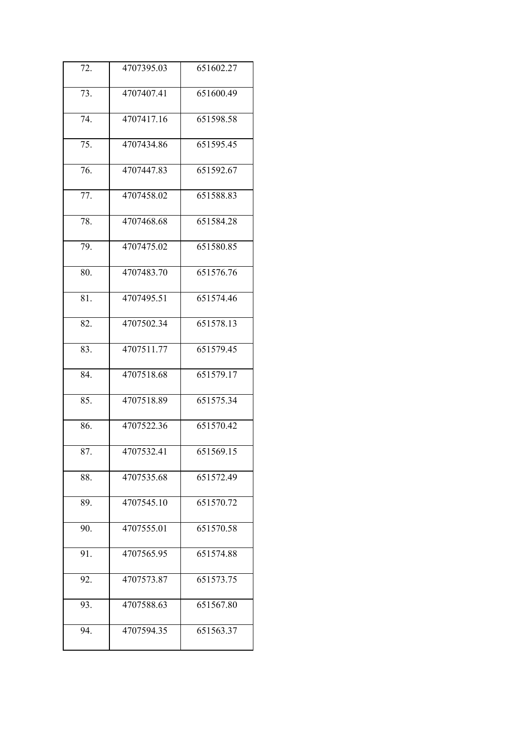| 72. | 4707395.03 | 651602.27 |
|---|---|---|
| 73. | 4707407.41 | 651600.49 |
| 74. | 4707417.16 | 651598.58 |
| 75. | 4707434.86 | 651595.45 |
| 76. | 4707447.83 | 651592.67 |
| 77. | 4707458.02 | 651588.83 |
| 78. | 4707468.68 | 651584.28 |
| 79. | 4707475.02 | 651580.85 |
| 80. | 4707483.70 | 651576.76 |
| 81. | 4707495.51 | 651574.46 |
| 82. | 4707502.34 | 651578.13 |
| 83. | 4707511.77 | 651579.45 |
| 84. | 4707518.68 | 651579.17 |
| 85. | 4707518.89 | 651575.34 |
| 86. | 4707522.36 | 651570.42 |
| 87. | 4707532.41 | 651569.15 |
| 88. | 4707535.68 | 651572.49 |
| 89. | 4707545.10 | 651570.72 |
| 90. | 4707555.01 | 651570.58 |
| 91. | 4707565.95 | 651574.88 |
| 92. | 4707573.87 | 651573.75 |
| 93. | 4707588.63 | 651567.80 |
| 94. | 4707594.35 | 651563.37 |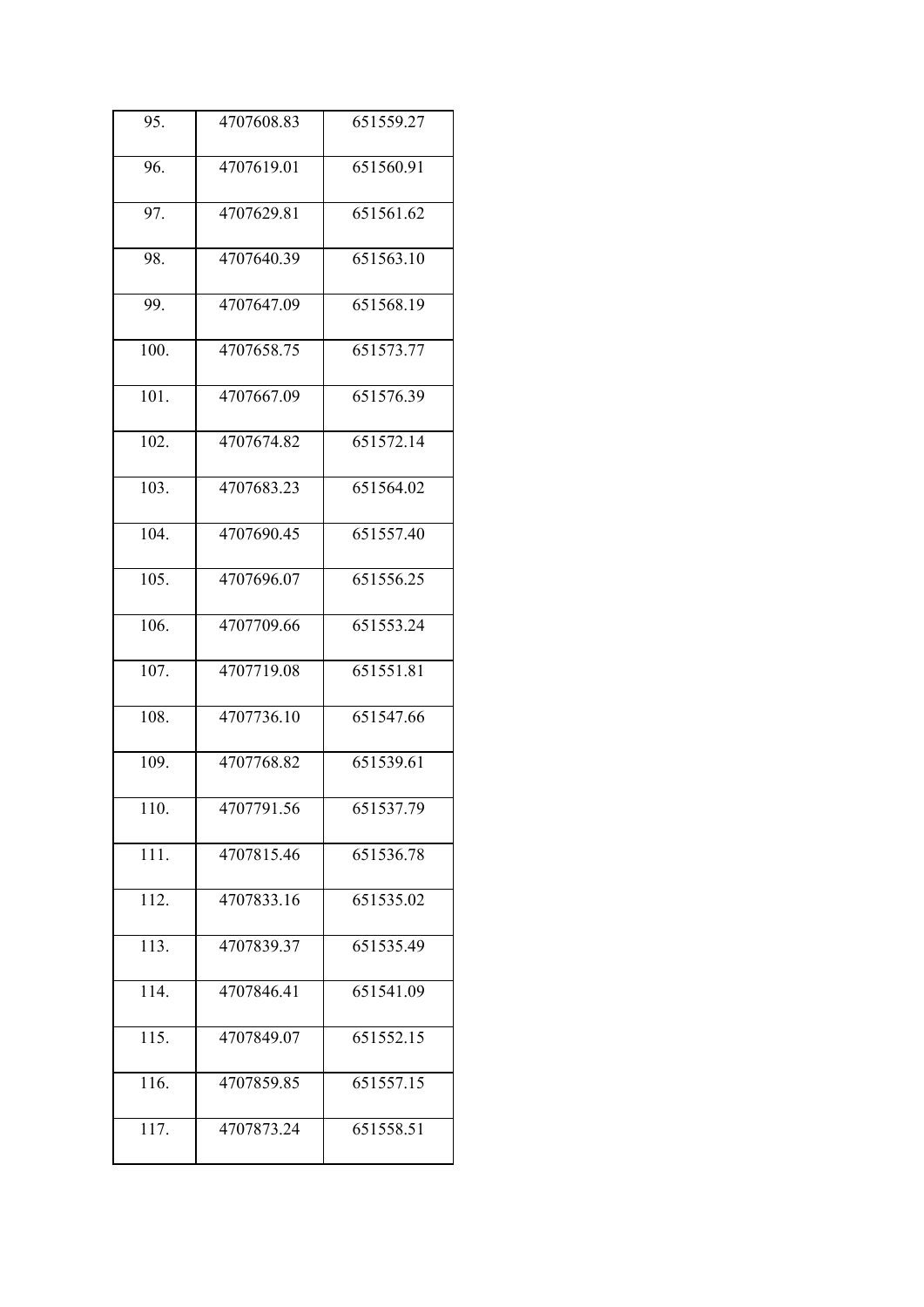| 95. | 4707608.83 | 651559.27 |
|---|---|---|
| 96. | 4707619.01 | 651560.91 |
| 97. | 4707629.81 | 651561.62 |
| 98. | 4707640.39 | 651563.10 |
| 99. | 4707647.09 | 651568.19 |
| 100. | 4707658.75 | 651573.77 |
| 101. | 4707667.09 | 651576.39 |
| 102. | 4707674.82 | 651572.14 |
| 103. | 4707683.23 | 651564.02 |
| 104. | 4707690.45 | 651557.40 |
| 105. | 4707696.07 | 651556.25 |
| 106. | 4707709.66 | 651553.24 |
| 107. | 4707719.08 | 651551.81 |
| 108. | 4707736.10 | 651547.66 |
| 109. | 4707768.82 | 651539.61 |
| 110. | 4707791.56 | 651537.79 |
| 111. | 4707815.46 | 651536.78 |
| 112. | 4707833.16 | 651535.02 |
| 113. | 4707839.37 | 651535.49 |
| 114. | 4707846.41 | 651541.09 |
| 115. | 4707849.07 | 651552.15 |
| 116. | 4707859.85 | 651557.15 |
| 117. | 4707873.24 | 651558.51 |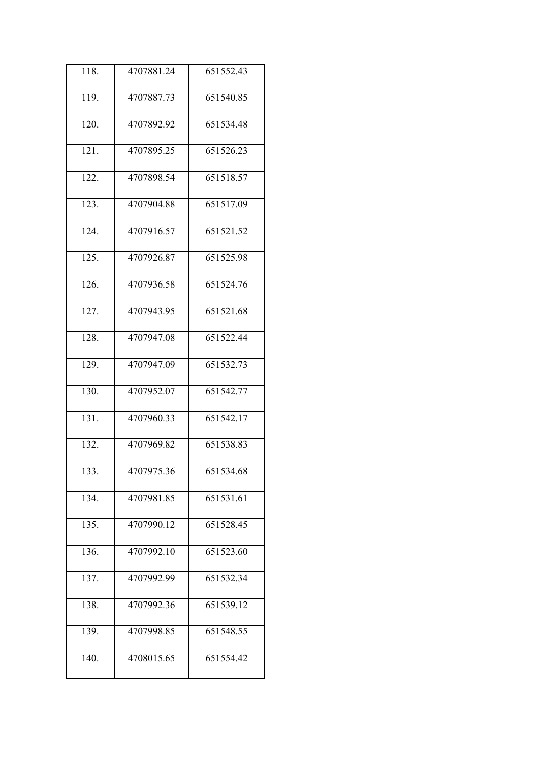| 118. | 4707881.24 | 651552.43 |
|---|---|---|
| 119. | 4707887.73 | 651540.85 |
| 120. | 4707892.92 | 651534.48 |
| 121. | 4707895.25 | 651526.23 |
| 122. | 4707898.54 | 651518.57 |
| 123. | 4707904.88 | 651517.09 |
| 124. | 4707916.57 | 651521.52 |
| 125. | 4707926.87 | 651525.98 |
| 126. | 4707936.58 | 651524.76 |
| 127. | 4707943.95 | 651521.68 |
| 128. | 4707947.08 | 651522.44 |
| 129. | 4707947.09 | 651532.73 |
| 130. | 4707952.07 | 651542.77 |
| 131. | 4707960.33 | 651542.17 |
| 132. | 4707969.82 | 651538.83 |
| 133. | 4707975.36 | 651534.68 |
| 134. | 4707981.85 | 651531.61 |
| 135. | 4707990.12 | 651528.45 |
| 136. | 4707992.10 | 651523.60 |
| 137. | 4707992.99 | 651532.34 |
| 138. | 4707992.36 | 651539.12 |
| 139. | 4707998.85 | 651548.55 |
| 140. | 4708015.65 | 651554.42 |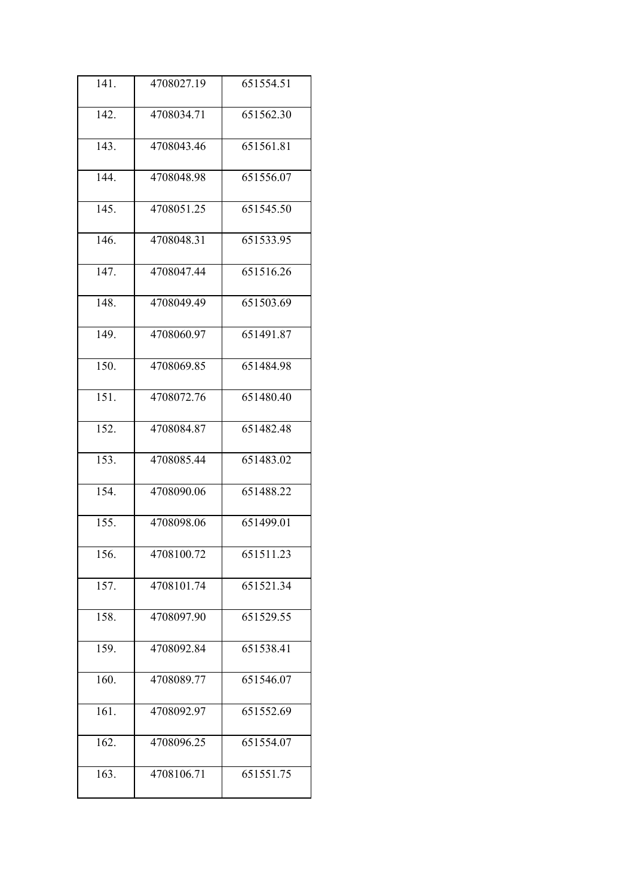| | | |
|---|---|---|
| 141. | 4708027.19 | 651554.51 |
| 142. | 4708034.71 | 651562.30 |
| 143. | 4708043.46 | 651561.81 |
| 144. | 4708048.98 | 651556.07 |
| 145. | 4708051.25 | 651545.50 |
| 146. | 4708048.31 | 651533.95 |
| 147. | 4708047.44 | 651516.26 |
| 148. | 4708049.49 | 651503.69 |
| 149. | 4708060.97 | 651491.87 |
| 150. | 4708069.85 | 651484.98 |
| 151. | 4708072.76 | 651480.40 |
| 152. | 4708084.87 | 651482.48 |
| 153. | 4708085.44 | 651483.02 |
| 154. | 4708090.06 | 651488.22 |
| 155. | 4708098.06 | 651499.01 |
| 156. | 4708100.72 | 651511.23 |
| 157. | 4708101.74 | 651521.34 |
| 158. | 4708097.90 | 651529.55 |
| 159. | 4708092.84 | 651538.41 |
| 160. | 4708089.77 | 651546.07 |
| 161. | 4708092.97 | 651552.69 |
| 162. | 4708096.25 | 651554.07 |
| 163. | 4708106.71 | 651551.75 |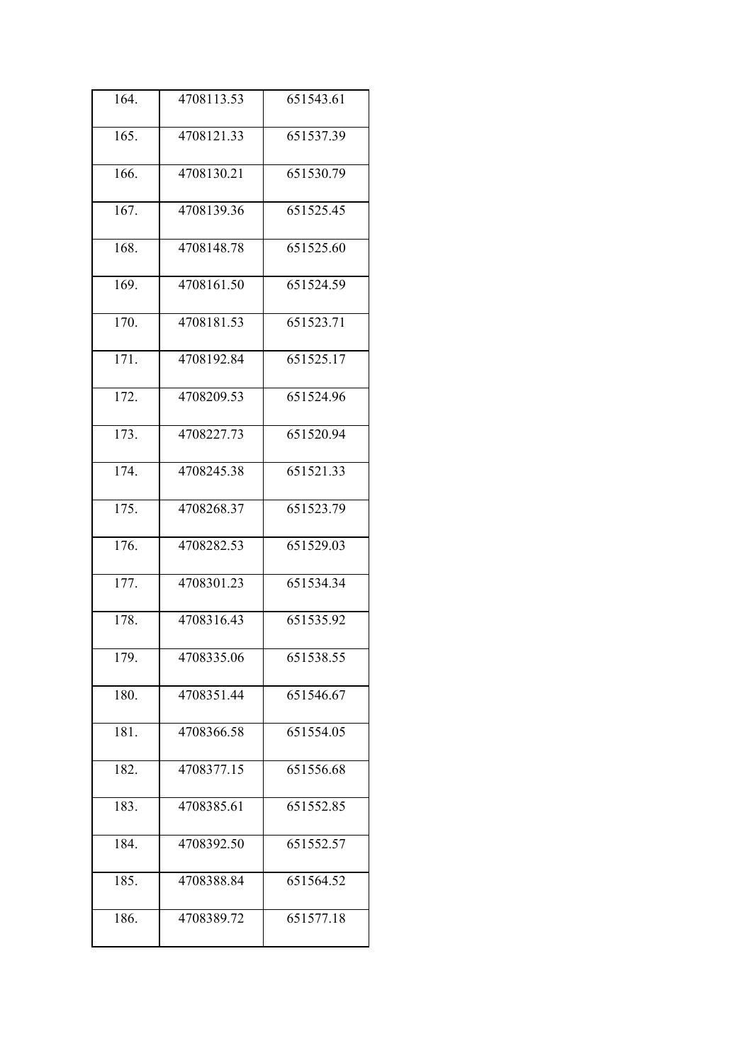| 164. | 4708113.53 | 651543.61 |
|---|---|---|
| 165. | 4708121.33 | 651537.39 |
| 166. | 4708130.21 | 651530.79 |
| 167. | 4708139.36 | 651525.45 |
| 168. | 4708148.78 | 651525.60 |
| 169. | 4708161.50 | 651524.59 |
| 170. | 4708181.53 | 651523.71 |
| 171. | 4708192.84 | 651525.17 |
| 172. | 4708209.53 | 651524.96 |
| 173. | 4708227.73 | 651520.94 |
| 174. | 4708245.38 | 651521.33 |
| 175. | 4708268.37 | 651523.79 |
| 176. | 4708282.53 | 651529.03 |
| 177. | 4708301.23 | 651534.34 |
| 178. | 4708316.43 | 651535.92 |
| 179. | 4708335.06 | 651538.55 |
| 180. | 4708351.44 | 651546.67 |
| 181. | 4708366.58 | 651554.05 |
| 182. | 4708377.15 | 651556.68 |
| 183. | 4708385.61 | 651552.85 |
| 184. | 4708392.50 | 651552.57 |
| 185. | 4708388.84 | 651564.52 |
| 186. | 4708389.72 | 651577.18 |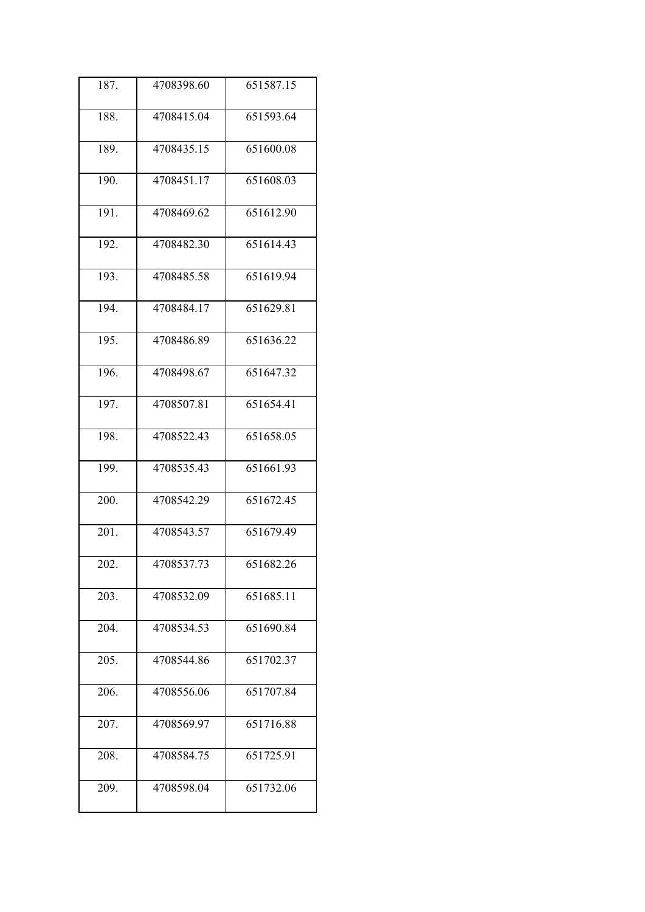| 187. | 4708398.60 | 651587.15 |
|---|---|---|
| 188. | 4708415.04 | 651593.64 |
| 189. | 4708435.15 | 651600.08 |
| 190. | 4708451.17 | 651608.03 |
| 191. | 4708469.62 | 651612.90 |
| 192. | 4708482.30 | 651614.43 |
| 193. | 4708485.58 | 651619.94 |
| 194. | 4708484.17 | 651629.81 |
| 195. | 4708486.89 | 651636.22 |
| 196. | 4708498.67 | 651647.32 |
| 197. | 4708507.81 | 651654.41 |
| 198. | 4708522.43 | 651658.05 |
| 199. | 4708535.43 | 651661.93 |
| 200. | 4708542.29 | 651672.45 |
| 201. | 4708543.57 | 651679.49 |
| 202. | 4708537.73 | 651682.26 |
| 203. | 4708532.09 | 651685.11 |
| 204. | 4708534.53 | 651690.84 |
| 205. | 4708544.86 | 651702.37 |
| 206. | 4708556.06 | 651707.84 |
| 207. | 4708569.97 | 651716.88 |
| 208. | 4708584.75 | 651725.91 |
| 209. | 4708598.04 | 651732.06 |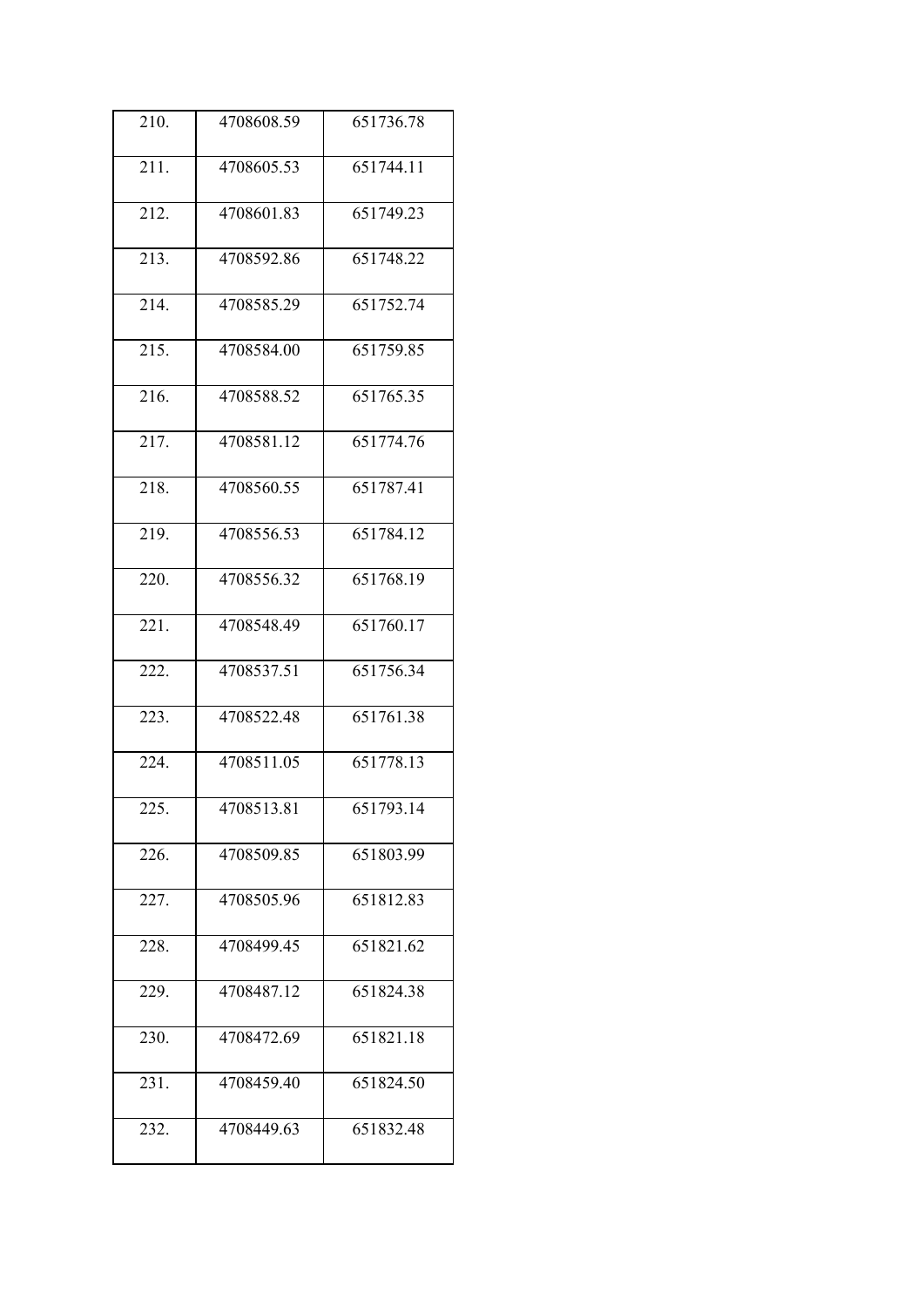| 210. | 4708608.59 | 651736.78 |
|---|---|---|
| 211. | 4708605.53 | 651744.11 |
| 212. | 4708601.83 | 651749.23 |
| 213. | 4708592.86 | 651748.22 |
| 214. | 4708585.29 | 651752.74 |
| 215. | 4708584.00 | 651759.85 |
| 216. | 4708588.52 | 651765.35 |
| 217. | 4708581.12 | 651774.76 |
| 218. | 4708560.55 | 651787.41 |
| 219. | 4708556.53 | 651784.12 |
| 220. | 4708556.32 | 651768.19 |
| 221. | 4708548.49 | 651760.17 |
| 222. | 4708537.51 | 651756.34 |
| 223. | 4708522.48 | 651761.38 |
| 224. | 4708511.05 | 651778.13 |
| 225. | 4708513.81 | 651793.14 |
| 226. | 4708509.85 | 651803.99 |
| 227. | 4708505.96 | 651812.83 |
| 228. | 4708499.45 | 651821.62 |
| 229. | 4708487.12 | 651824.38 |
| 230. | 4708472.69 | 651821.18 |
| 231. | 4708459.40 | 651824.50 |
| 232. | 4708449.63 | 651832.48 |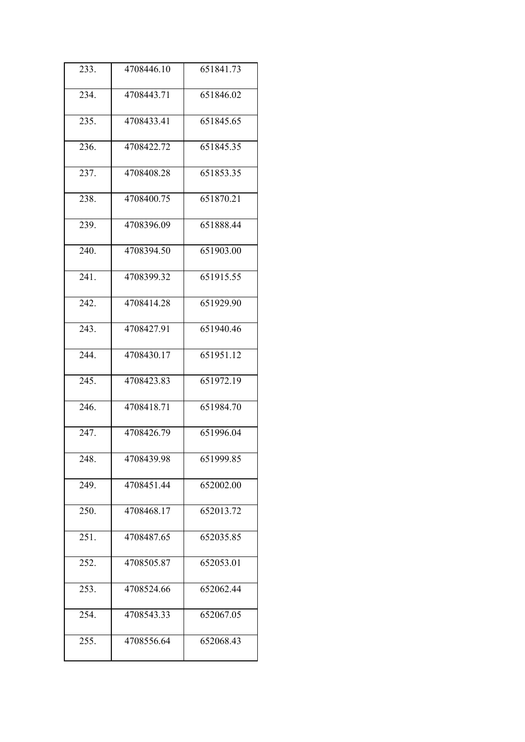| | | |
|---|---|---|
| 233. | 4708446.10 | 651841.73 |
| 234. | 4708443.71 | 651846.02 |
| 235. | 4708433.41 | 651845.65 |
| 236. | 4708422.72 | 651845.35 |
| 237. | 4708408.28 | 651853.35 |
| 238. | 4708400.75 | 651870.21 |
| 239. | 4708396.09 | 651888.44 |
| 240. | 4708394.50 | 651903.00 |
| 241. | 4708399.32 | 651915.55 |
| 242. | 4708414.28 | 651929.90 |
| 243. | 4708427.91 | 651940.46 |
| 244. | 4708430.17 | 651951.12 |
| 245. | 4708423.83 | 651972.19 |
| 246. | 4708418.71 | 651984.70 |
| 247. | 4708426.79 | 651996.04 |
| 248. | 4708439.98 | 651999.85 |
| 249. | 4708451.44 | 652002.00 |
| 250. | 4708468.17 | 652013.72 |
| 251. | 4708487.65 | 652035.85 |
| 252. | 4708505.87 | 652053.01 |
| 253. | 4708524.66 | 652062.44 |
| 254. | 4708543.33 | 652067.05 |
| 255. | 4708556.64 | 652068.43 |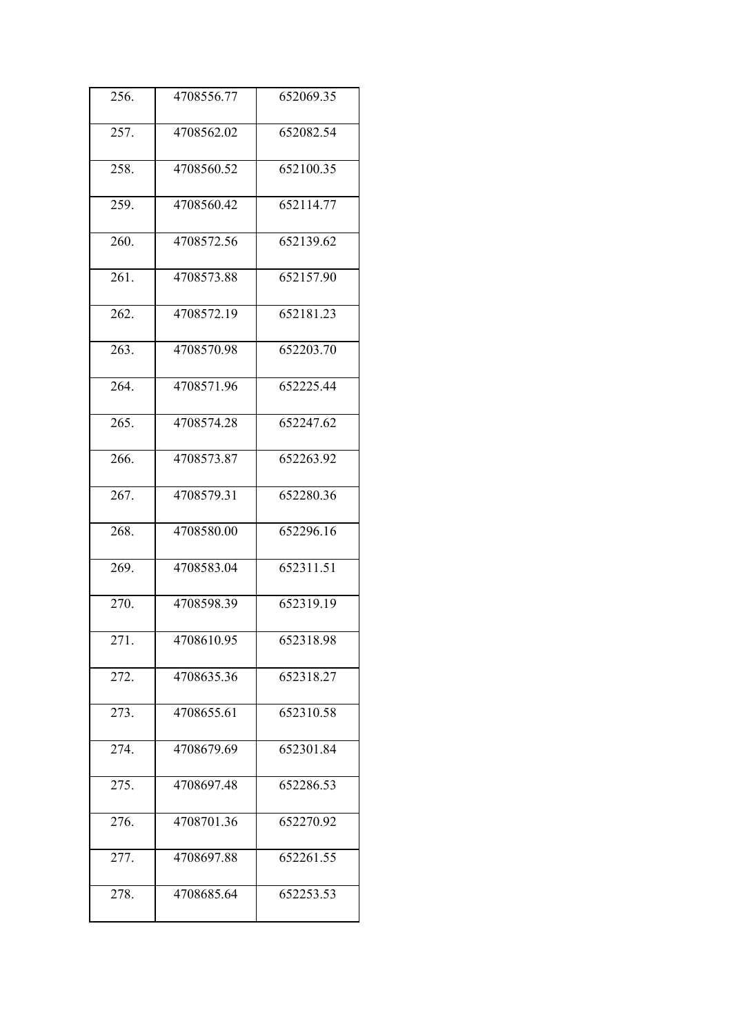| 256. | 4708556.77 | 652069.35 |
|---|---|---|
| 257. | 4708562.02 | 652082.54 |
| 258. | 4708560.52 | 652100.35 |
| 259. | 4708560.42 | 652114.77 |
| 260. | 4708572.56 | 652139.62 |
| 261. | 4708573.88 | 652157.90 |
| 262. | 4708572.19 | 652181.23 |
| 263. | 4708570.98 | 652203.70 |
| 264. | 4708571.96 | 652225.44 |
| 265. | 4708574.28 | 652247.62 |
| 266. | 4708573.87 | 652263.92 |
| 267. | 4708579.31 | 652280.36 |
| 268. | 4708580.00 | 652296.16 |
| 269. | 4708583.04 | 652311.51 |
| 270. | 4708598.39 | 652319.19 |
| 271. | 4708610.95 | 652318.98 |
| 272. | 4708635.36 | 652318.27 |
| 273. | 4708655.61 | 652310.58 |
| 274. | 4708679.69 | 652301.84 |
| 275. | 4708697.48 | 652286.53 |
| 276. | 4708701.36 | 652270.92 |
| 277. | 4708697.88 | 652261.55 |
| 278. | 4708685.64 | 652253.53 |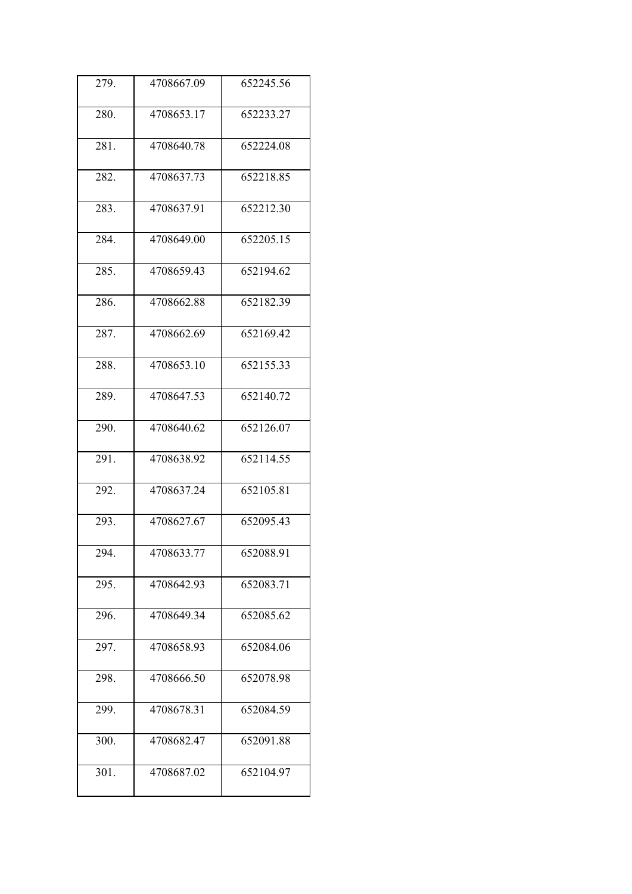| 279. | 4708667.09 | 652245.56 |
|---|---|---|
| 280. | 4708653.17 | 652233.27 |
| 281. | 4708640.78 | 652224.08 |
| 282. | 4708637.73 | 652218.85 |
| 283. | 4708637.91 | 652212.30 |
| 284. | 4708649.00 | 652205.15 |
| 285. | 4708659.43 | 652194.62 |
| 286. | 4708662.88 | 652182.39 |
| 287. | 4708662.69 | 652169.42 |
| 288. | 4708653.10 | 652155.33 |
| 289. | 4708647.53 | 652140.72 |
| 290. | 4708640.62 | 652126.07 |
| 291. | 4708638.92 | 652114.55 |
| 292. | 4708637.24 | 652105.81 |
| 293. | 4708627.67 | 652095.43 |
| 294. | 4708633.77 | 652088.91 |
| 295. | 4708642.93 | 652083.71 |
| 296. | 4708649.34 | 652085.62 |
| 297. | 4708658.93 | 652084.06 |
| 298. | 4708666.50 | 652078.98 |
| 299. | 4708678.31 | 652084.59 |
| 300. | 4708682.47 | 652091.88 |
| 301. | 4708687.02 | 652104.97 |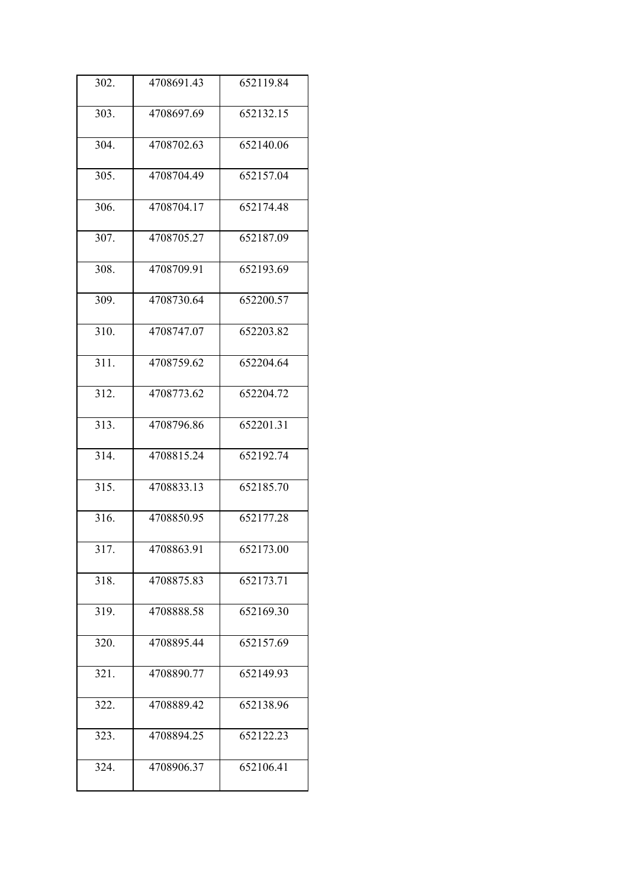| 302. | 4708691.43 | 652119.84 |
|---|---|---|
| 303. | 4708697.69 | 652132.15 |
| 304. | 4708702.63 | 652140.06 |
| 305. | 4708704.49 | 652157.04 |
| 306. | 4708704.17 | 652174.48 |
| 307. | 4708705.27 | 652187.09 |
| 308. | 4708709.91 | 652193.69 |
| 309. | 4708730.64 | 652200.57 |
| 310. | 4708747.07 | 652203.82 |
| 311. | 4708759.62 | 652204.64 |
| 312. | 4708773.62 | 652204.72 |
| 313. | 4708796.86 | 652201.31 |
| 314. | 4708815.24 | 652192.74 |
| 315. | 4708833.13 | 652185.70 |
| 316. | 4708850.95 | 652177.28 |
| 317. | 4708863.91 | 652173.00 |
| 318. | 4708875.83 | 652173.71 |
| 319. | 4708888.58 | 652169.30 |
| 320. | 4708895.44 | 652157.69 |
| 321. | 4708890.77 | 652149.93 |
| 322. | 4708889.42 | 652138.96 |
| 323. | 4708894.25 | 652122.23 |
| 324. | 4708906.37 | 652106.41 |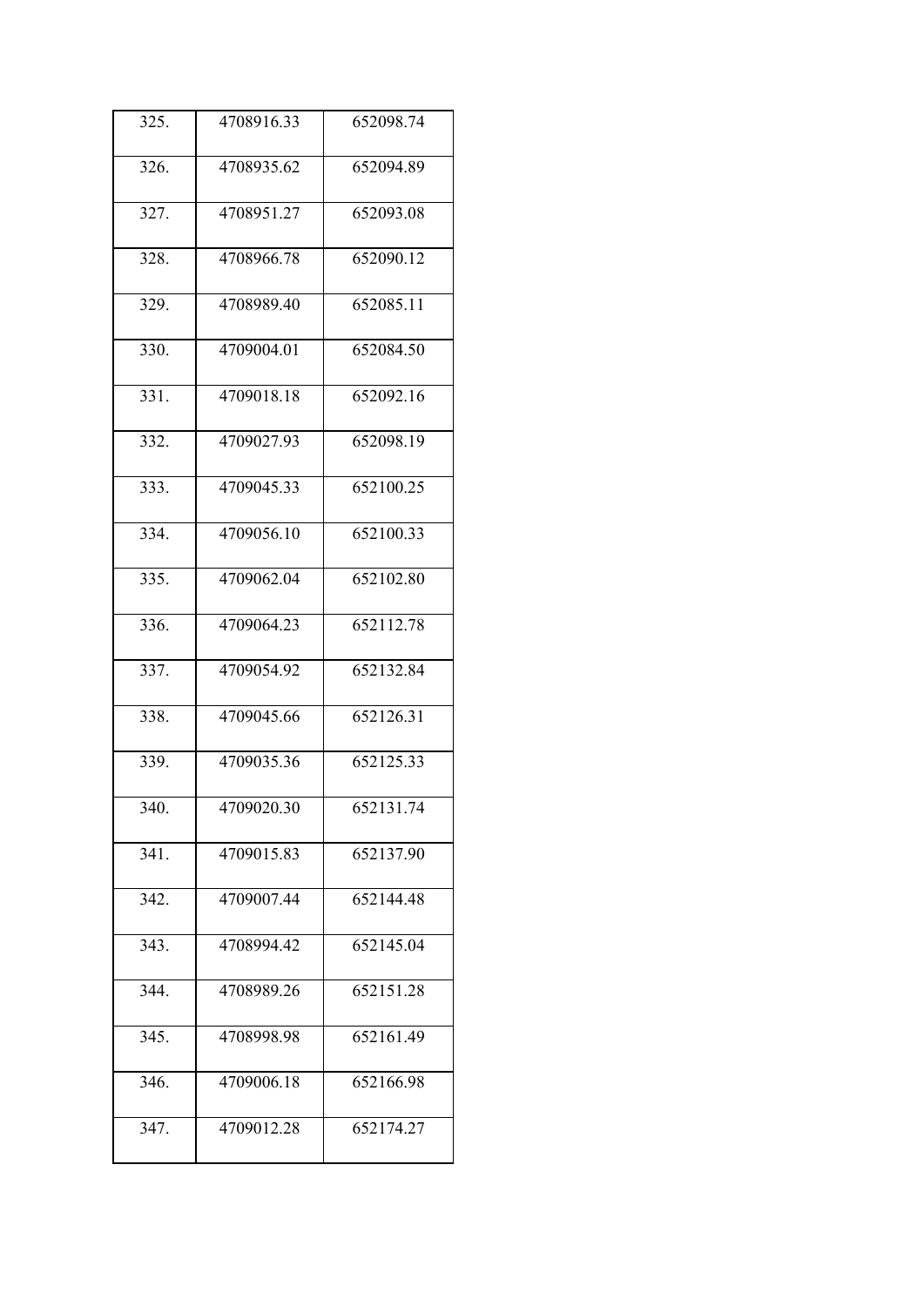| 325. | 4708916.33 | 652098.74 |
|---|---|---|
| 326. | 4708935.62 | 652094.89 |
| 327. | 4708951.27 | 652093.08 |
| 328. | 4708966.78 | 652090.12 |
| 329. | 4708989.40 | 652085.11 |
| 330. | 4709004.01 | 652084.50 |
| 331. | 4709018.18 | 652092.16 |
| 332. | 4709027.93 | 652098.19 |
| 333. | 4709045.33 | 652100.25 |
| 334. | 4709056.10 | 652100.33 |
| 335. | 4709062.04 | 652102.80 |
| 336. | 4709064.23 | 652112.78 |
| 337. | 4709054.92 | 652132.84 |
| 338. | 4709045.66 | 652126.31 |
| 339. | 4709035.36 | 652125.33 |
| 340. | 4709020.30 | 652131.74 |
| 341. | 4709015.83 | 652137.90 |
| 342. | 4709007.44 | 652144.48 |
| 343. | 4708994.42 | 652145.04 |
| 344. | 4708989.26 | 652151.28 |
| 345. | 4708998.98 | 652161.49 |
| 346. | 4709006.18 | 652166.98 |
| 347. | 4709012.28 | 652174.27 |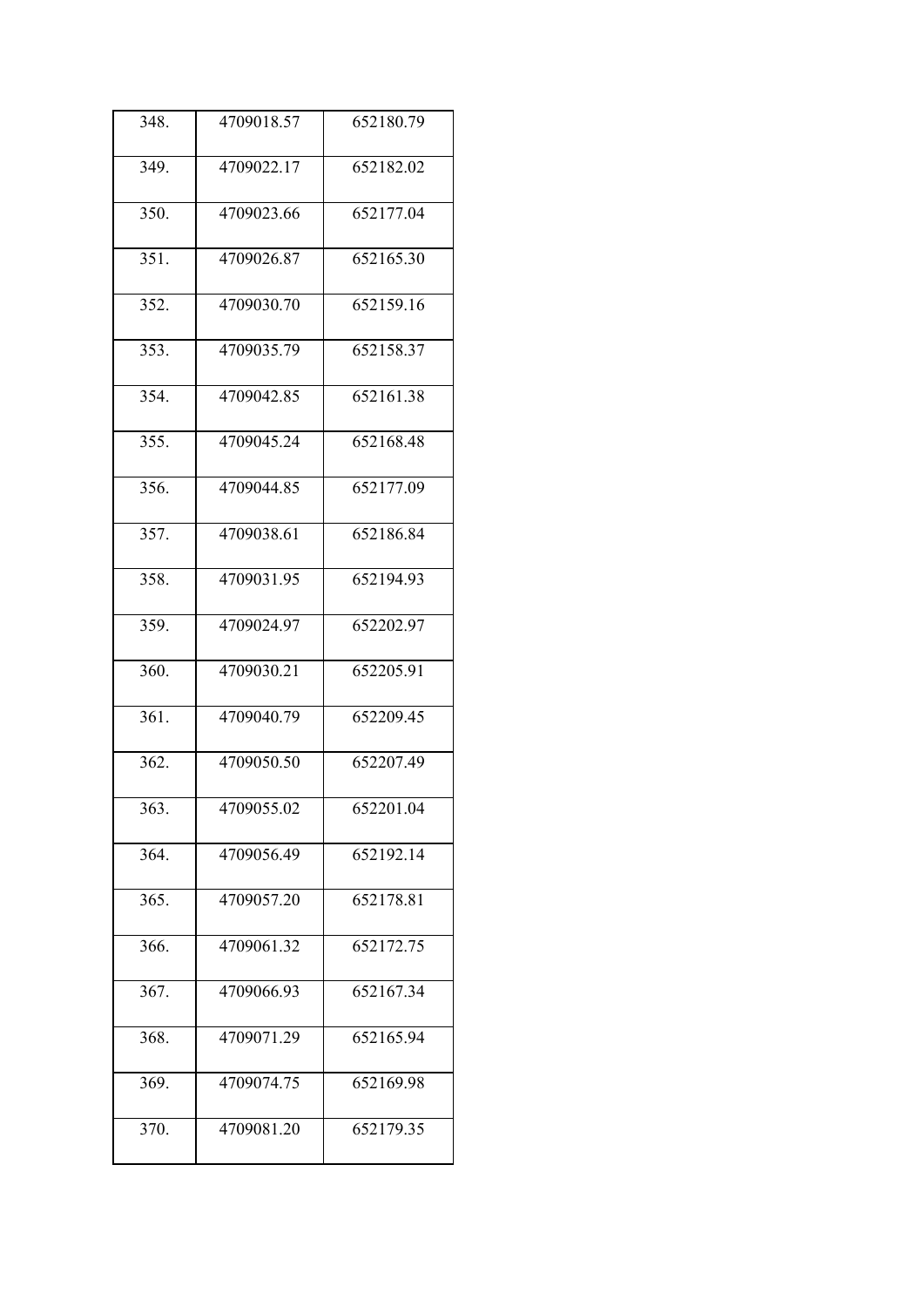| 348. | 4709018.57 | 652180.79 |
|---|---|---|
| 349. | 4709022.17 | 652182.02 |
| 350. | 4709023.66 | 652177.04 |
| 351. | 4709026.87 | 652165.30 |
| 352. | 4709030.70 | 652159.16 |
| 353. | 4709035.79 | 652158.37 |
| 354. | 4709042.85 | 652161.38 |
| 355. | 4709045.24 | 652168.48 |
| 356. | 4709044.85 | 652177.09 |
| 357. | 4709038.61 | 652186.84 |
| 358. | 4709031.95 | 652194.93 |
| 359. | 4709024.97 | 652202.97 |
| 360. | 4709030.21 | 652205.91 |
| 361. | 4709040.79 | 652209.45 |
| 362. | 4709050.50 | 652207.49 |
| 363. | 4709055.02 | 652201.04 |
| 364. | 4709056.49 | 652192.14 |
| 365. | 4709057.20 | 652178.81 |
| 366. | 4709061.32 | 652172.75 |
| 367. | 4709066.93 | 652167.34 |
| 368. | 4709071.29 | 652165.94 |
| 369. | 4709074.75 | 652169.98 |
| 370. | 4709081.20 | 652179.35 |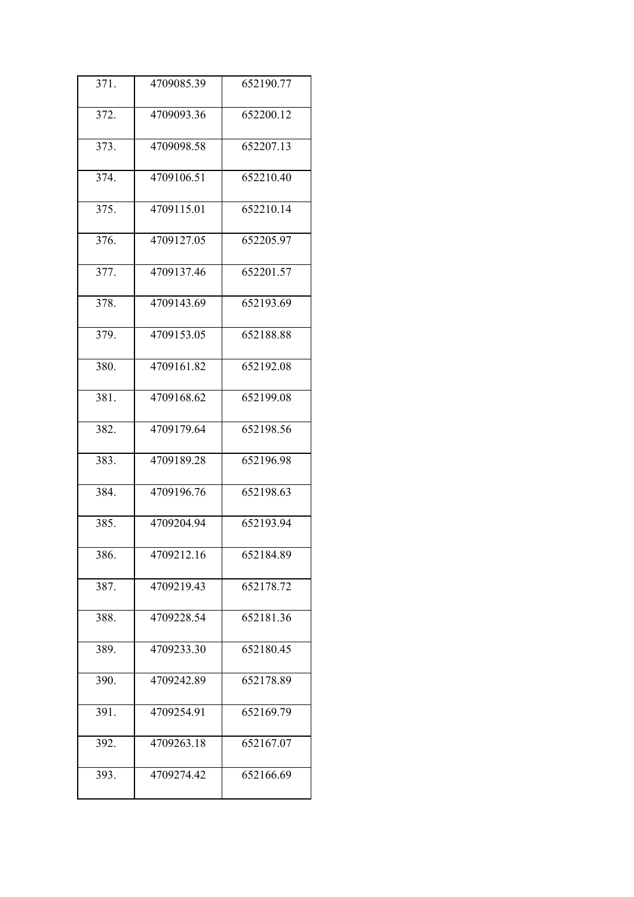| 371. | 4709085.39 | 652190.77 |
|---|---|---|
| 372. | 4709093.36 | 652200.12 |
| 373. | 4709098.58 | 652207.13 |
| 374. | 4709106.51 | 652210.40 |
| 375. | 4709115.01 | 652210.14 |
| 376. | 4709127.05 | 652205.97 |
| 377. | 4709137.46 | 652201.57 |
| 378. | 4709143.69 | 652193.69 |
| 379. | 4709153.05 | 652188.88 |
| 380. | 4709161.82 | 652192.08 |
| 381. | 4709168.62 | 652199.08 |
| 382. | 4709179.64 | 652198.56 |
| 383. | 4709189.28 | 652196.98 |
| 384. | 4709196.76 | 652198.63 |
| 385. | 4709204.94 | 652193.94 |
| 386. | 4709212.16 | 652184.89 |
| 387. | 4709219.43 | 652178.72 |
| 388. | 4709228.54 | 652181.36 |
| 389. | 4709233.30 | 652180.45 |
| 390. | 4709242.89 | 652178.89 |
| 391. | 4709254.91 | 652169.79 |
| 392. | 4709263.18 | 652167.07 |
| 393. | 4709274.42 | 652166.69 |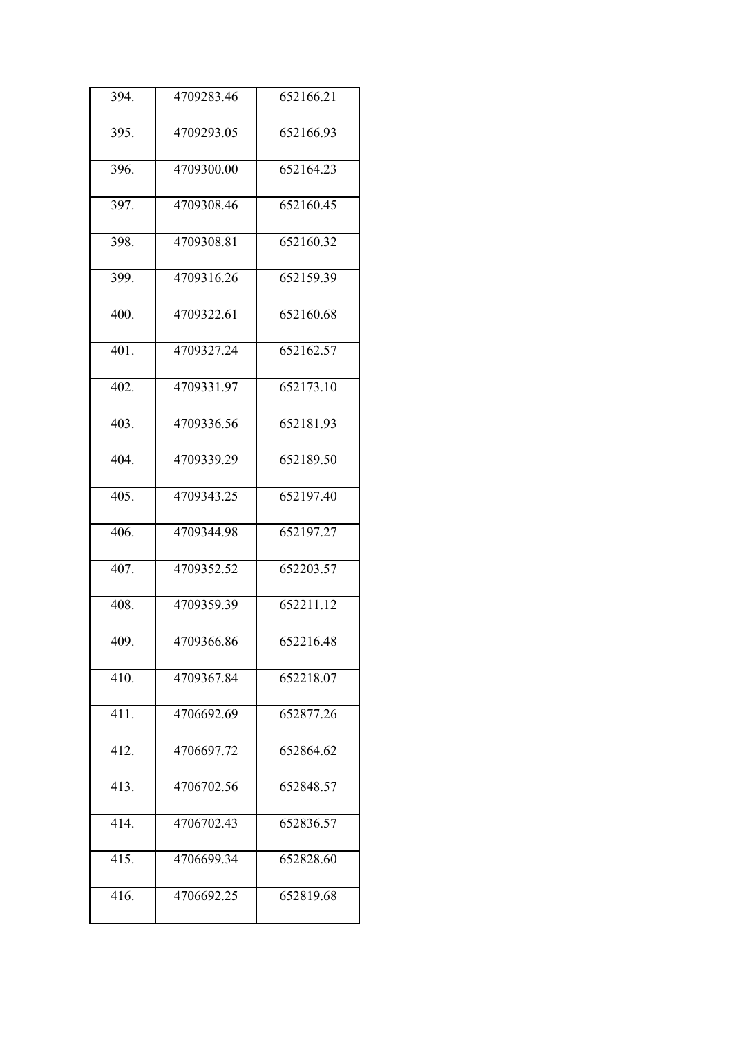| 394. | 4709283.46 | 652166.21 |
|---|---|---|
| 395. | 4709293.05 | 652166.93 |
| 396. | 4709300.00 | 652164.23 |
| 397. | 4709308.46 | 652160.45 |
| 398. | 4709308.81 | 652160.32 |
| 399. | 4709316.26 | 652159.39 |
| 400. | 4709322.61 | 652160.68 |
| 401. | 4709327.24 | 652162.57 |
| 402. | 4709331.97 | 652173.10 |
| 403. | 4709336.56 | 652181.93 |
| 404. | 4709339.29 | 652189.50 |
| 405. | 4709343.25 | 652197.40 |
| 406. | 4709344.98 | 652197.27 |
| 407. | 4709352.52 | 652203.57 |
| 408. | 4709359.39 | 652211.12 |
| 409. | 4709366.86 | 652216.48 |
| 410. | 4709367.84 | 652218.07 |
| 411. | 4706692.69 | 652877.26 |
| 412. | 4706697.72 | 652864.62 |
| 413. | 4706702.56 | 652848.57 |
| 414. | 4706702.43 | 652836.57 |
| 415. | 4706699.34 | 652828.60 |
| 416. | 4706692.25 | 652819.68 |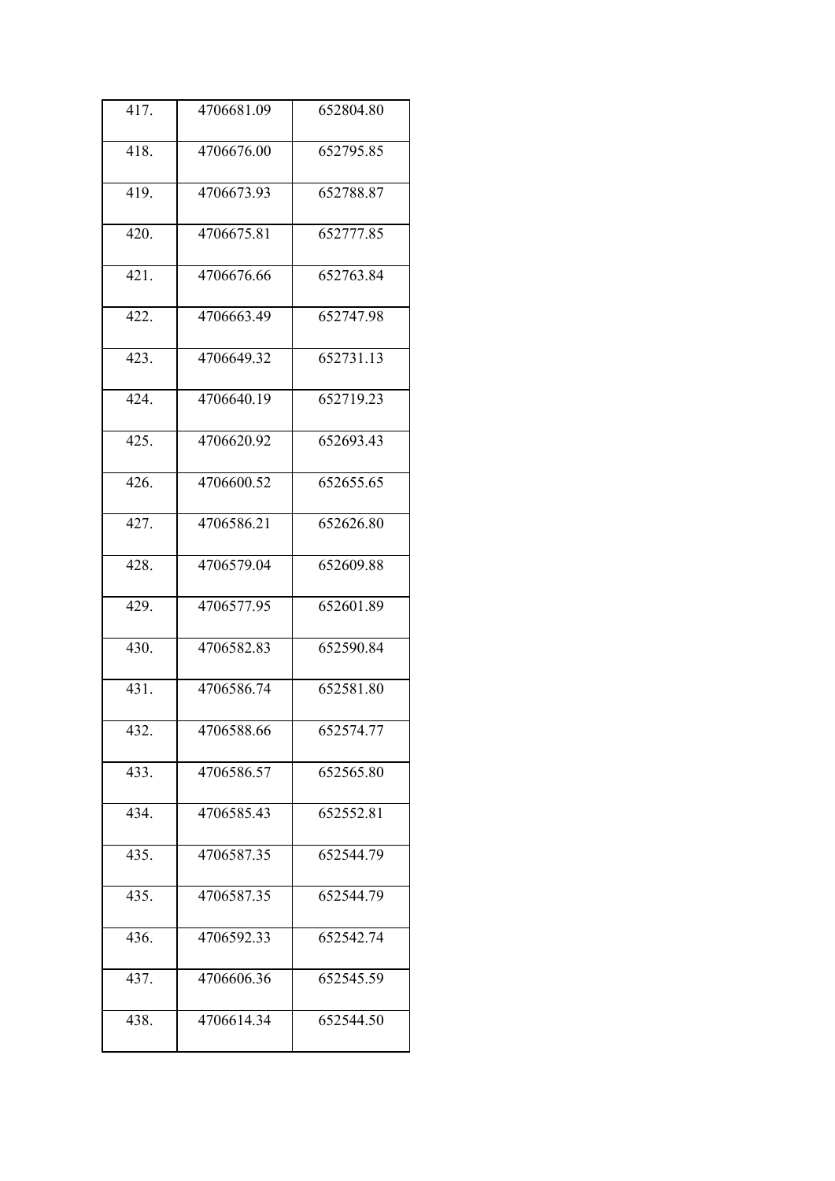| 417. | 4706681.09 | 652804.80 |
|---|---|---|
| 418. | 4706676.00 | 652795.85 |
| 419. | 4706673.93 | 652788.87 |
| 420. | 4706675.81 | 652777.85 |
| 421. | 4706676.66 | 652763.84 |
| 422. | 4706663.49 | 652747.98 |
| 423. | 4706649.32 | 652731.13 |
| 424. | 4706640.19 | 652719.23 |
| 425. | 4706620.92 | 652693.43 |
| 426. | 4706600.52 | 652655.65 |
| 427. | 4706586.21 | 652626.80 |
| 428. | 4706579.04 | 652609.88 |
| 429. | 4706577.95 | 652601.89 |
| 430. | 4706582.83 | 652590.84 |
| 431. | 4706586.74 | 652581.80 |
| 432. | 4706588.66 | 652574.77 |
| 433. | 4706586.57 | 652565.80 |
| 434. | 4706585.43 | 652552.81 |
| 435. | 4706587.35 | 652544.79 |
| 435. | 4706587.35 | 652544.79 |
| 436. | 4706592.33 | 652542.74 |
| 437. | 4706606.36 | 652545.59 |
| 438. | 4706614.34 | 652544.50 |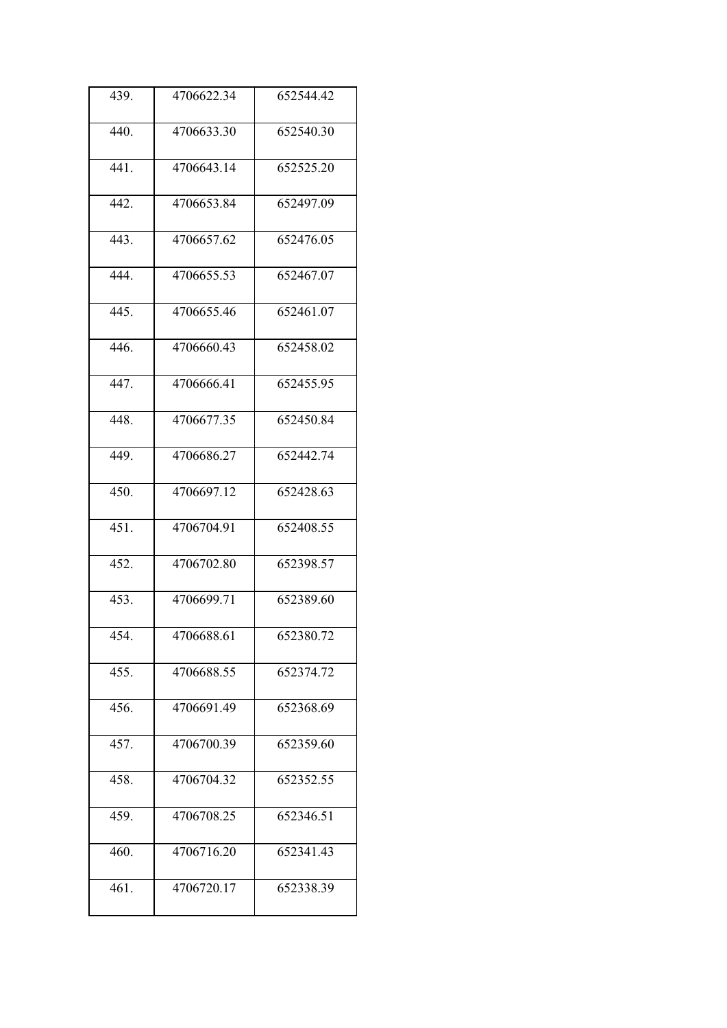| 439. | 4706622.34 | 652544.42 |
|---|---|---|
| 440. | 4706633.30 | 652540.30 |
| 441. | 4706643.14 | 652525.20 |
| 442. | 4706653.84 | 652497.09 |
| 443. | 4706657.62 | 652476.05 |
| 444. | 4706655.53 | 652467.07 |
| 445. | 4706655.46 | 652461.07 |
| 446. | 4706660.43 | 652458.02 |
| 447. | 4706666.41 | 652455.95 |
| 448. | 4706677.35 | 652450.84 |
| 449. | 4706686.27 | 652442.74 |
| 450. | 4706697.12 | 652428.63 |
| 451. | 4706704.91 | 652408.55 |
| 452. | 4706702.80 | 652398.57 |
| 453. | 4706699.71 | 652389.60 |
| 454. | 4706688.61 | 652380.72 |
| 455. | 4706688.55 | 652374.72 |
| 456. | 4706691.49 | 652368.69 |
| 457. | 4706700.39 | 652359.60 |
| 458. | 4706704.32 | 652352.55 |
| 459. | 4706708.25 | 652346.51 |
| 460. | 4706716.20 | 652341.43 |
| 461. | 4706720.17 | 652338.39 |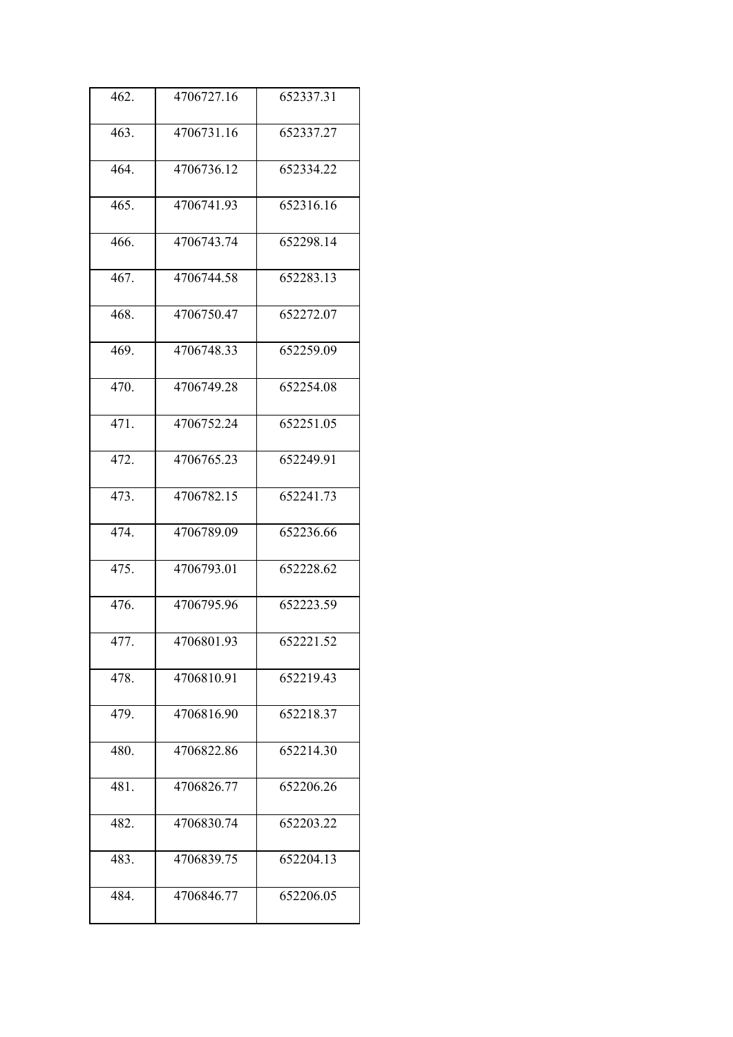| 462. | 4706727.16 | 652337.31 |
|---|---|---|
| 463. | 4706731.16 | 652337.27 |
| 464. | 4706736.12 | 652334.22 |
| 465. | 4706741.93 | 652316.16 |
| 466. | 4706743.74 | 652298.14 |
| 467. | 4706744.58 | 652283.13 |
| 468. | 4706750.47 | 652272.07 |
| 469. | 4706748.33 | 652259.09 |
| 470. | 4706749.28 | 652254.08 |
| 471. | 4706752.24 | 652251.05 |
| 472. | 4706765.23 | 652249.91 |
| 473. | 4706782.15 | 652241.73 |
| 474. | 4706789.09 | 652236.66 |
| 475. | 4706793.01 | 652228.62 |
| 476. | 4706795.96 | 652223.59 |
| 477. | 4706801.93 | 652221.52 |
| 478. | 4706810.91 | 652219.43 |
| 479. | 4706816.90 | 652218.37 |
| 480. | 4706822.86 | 652214.30 |
| 481. | 4706826.77 | 652206.26 |
| 482. | 4706830.74 | 652203.22 |
| 483. | 4706839.75 | 652204.13 |
| 484. | 4706846.77 | 652206.05 |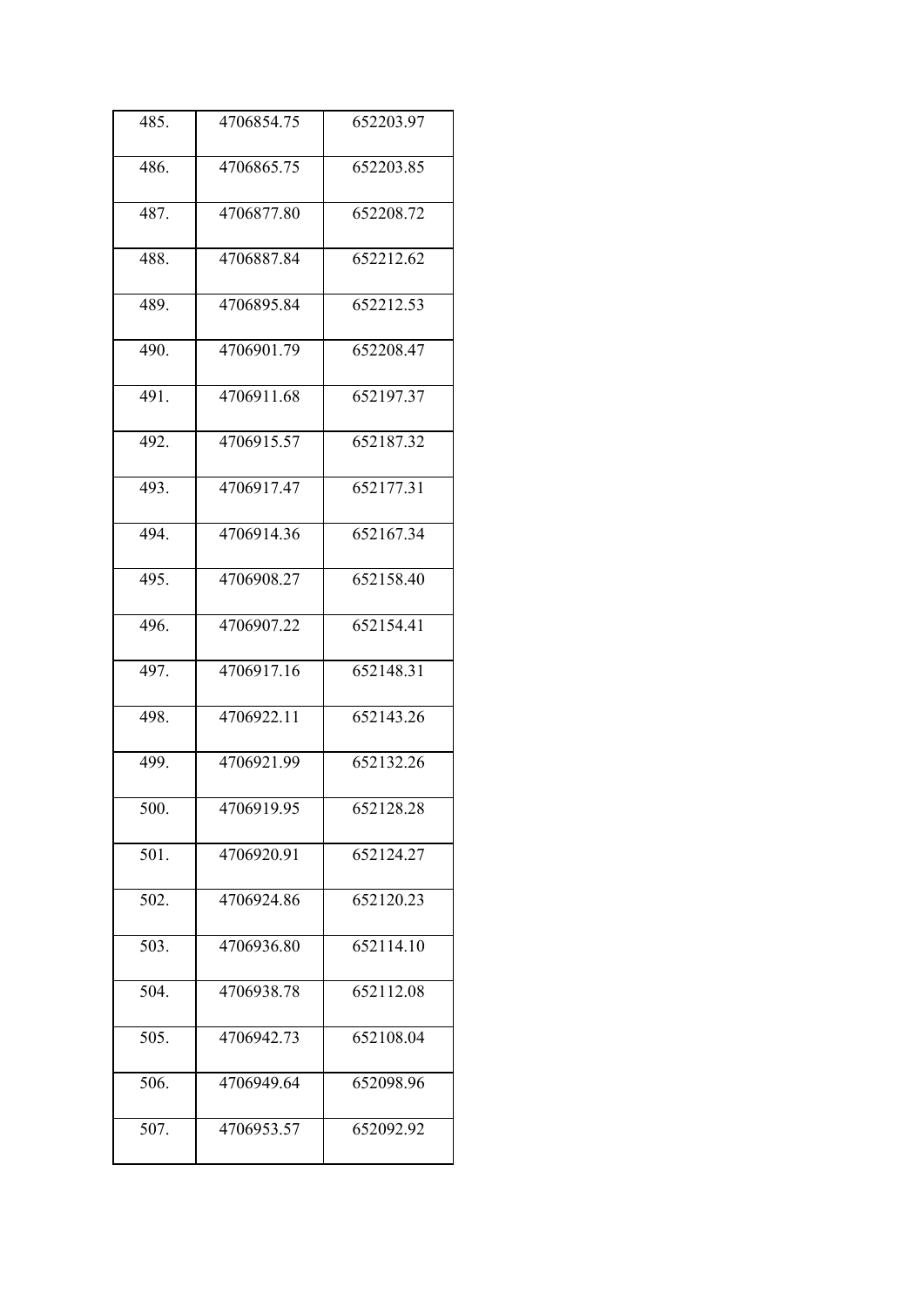| | | |
|---|---|---|
| 485. | 4706854.75 | 652203.97 |
| 486. | 4706865.75 | 652203.85 |
| 487. | 4706877.80 | 652208.72 |
| 488. | 4706887.84 | 652212.62 |
| 489. | 4706895.84 | 652212.53 |
| 490. | 4706901.79 | 652208.47 |
| 491. | 4706911.68 | 652197.37 |
| 492. | 4706915.57 | 652187.32 |
| 493. | 4706917.47 | 652177.31 |
| 494. | 4706914.36 | 652167.34 |
| 495. | 4706908.27 | 652158.40 |
| 496. | 4706907.22 | 652154.41 |
| 497. | 4706917.16 | 652148.31 |
| 498. | 4706922.11 | 652143.26 |
| 499. | 4706921.99 | 652132.26 |
| 500. | 4706919.95 | 652128.28 |
| 501. | 4706920.91 | 652124.27 |
| 502. | 4706924.86 | 652120.23 |
| 503. | 4706936.80 | 652114.10 |
| 504. | 4706938.78 | 652112.08 |
| 505. | 4706942.73 | 652108.04 |
| 506. | 4706949.64 | 652098.96 |
| 507. | 4706953.57 | 652092.92 |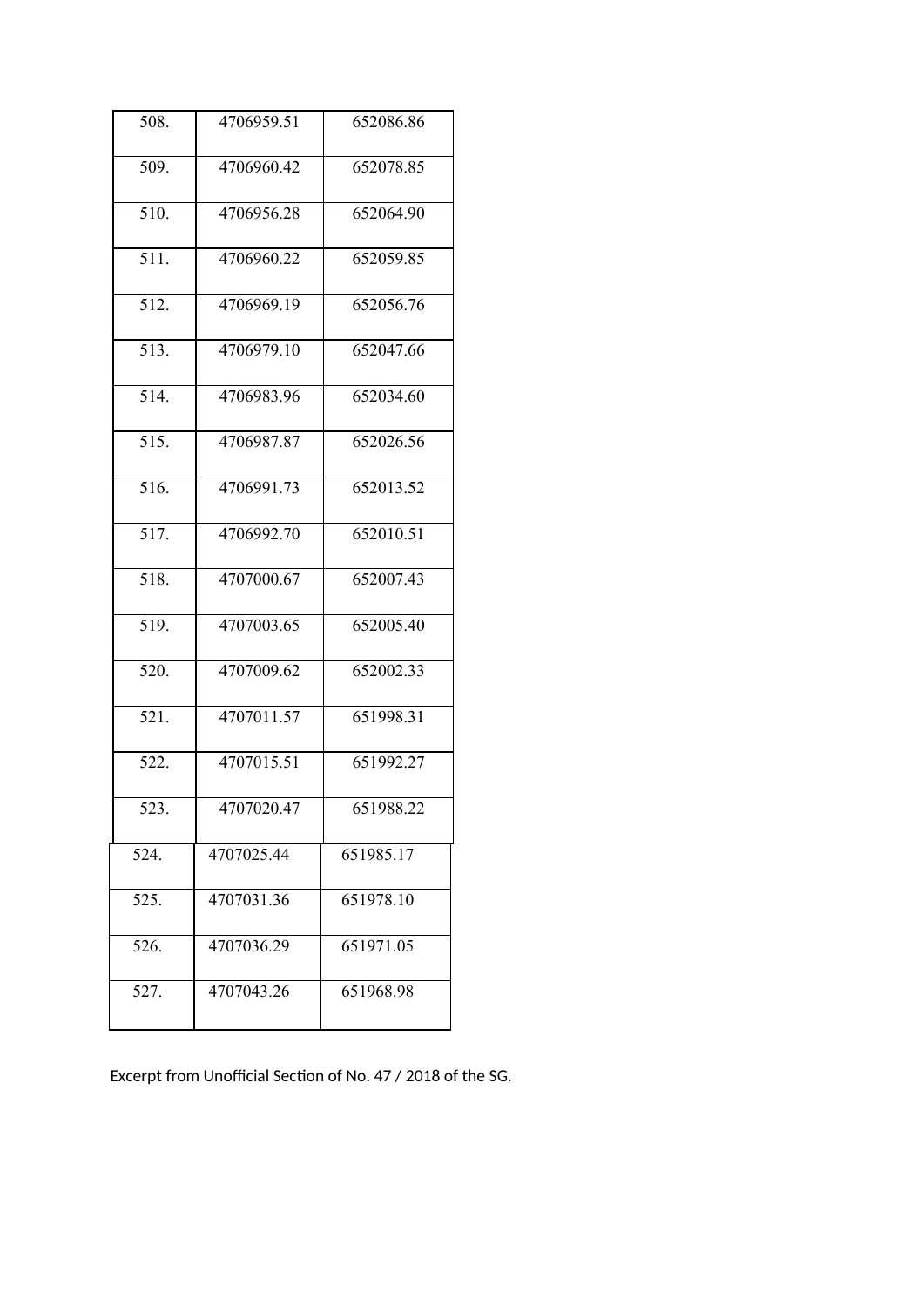| | | |
|---|---|---|
| 508. | 4706959.51 | 652086.86 |
| 509. | 4706960.42 | 652078.85 |
| 510. | 4706956.28 | 652064.90 |
| 511. | 4706960.22 | 652059.85 |
| 512. | 4706969.19 | 652056.76 |
| 513. | 4706979.10 | 652047.66 |
| 514. | 4706983.96 | 652034.60 |
| 515. | 4706987.87 | 652026.56 |
| 516. | 4706991.73 | 652013.52 |
| 517. | 4706992.70 | 652010.51 |
| 518. | 4707000.67 | 652007.43 |
| 519. | 4707003.65 | 652005.40 |
| 520. | 4707009.62 | 652002.33 |
| 521. | 4707011.57 | 651998.31 |
| 522. | 4707015.51 | 651992.27 |
| 523. | 4707020.47 | 651988.22 |
| 524. | 4707025.44 | 651985.17 |
| 525. | 4707031.36 | 651978.10 |
| 526. | 4707036.29 | 651971.05 |
| 527. | 4707043.26 | 651968.98 |

Excerpt from Unofficial Section of No. 47 / 2018 of the SG.